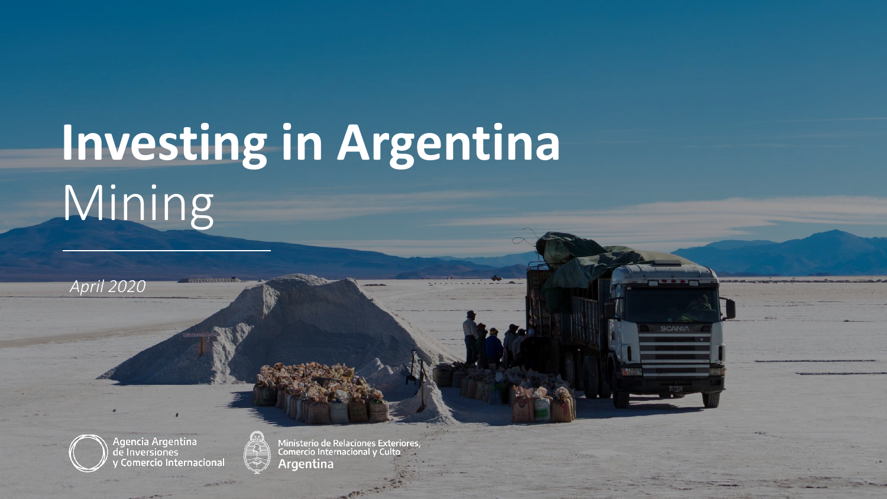# Investing in Argentina

## Mining

*April 2020*

Agencia Argentina de Inversiones y Comercio Internacional

Ministerio de Relaciones Exteriores, Comercio Internacional y Culto

Argentina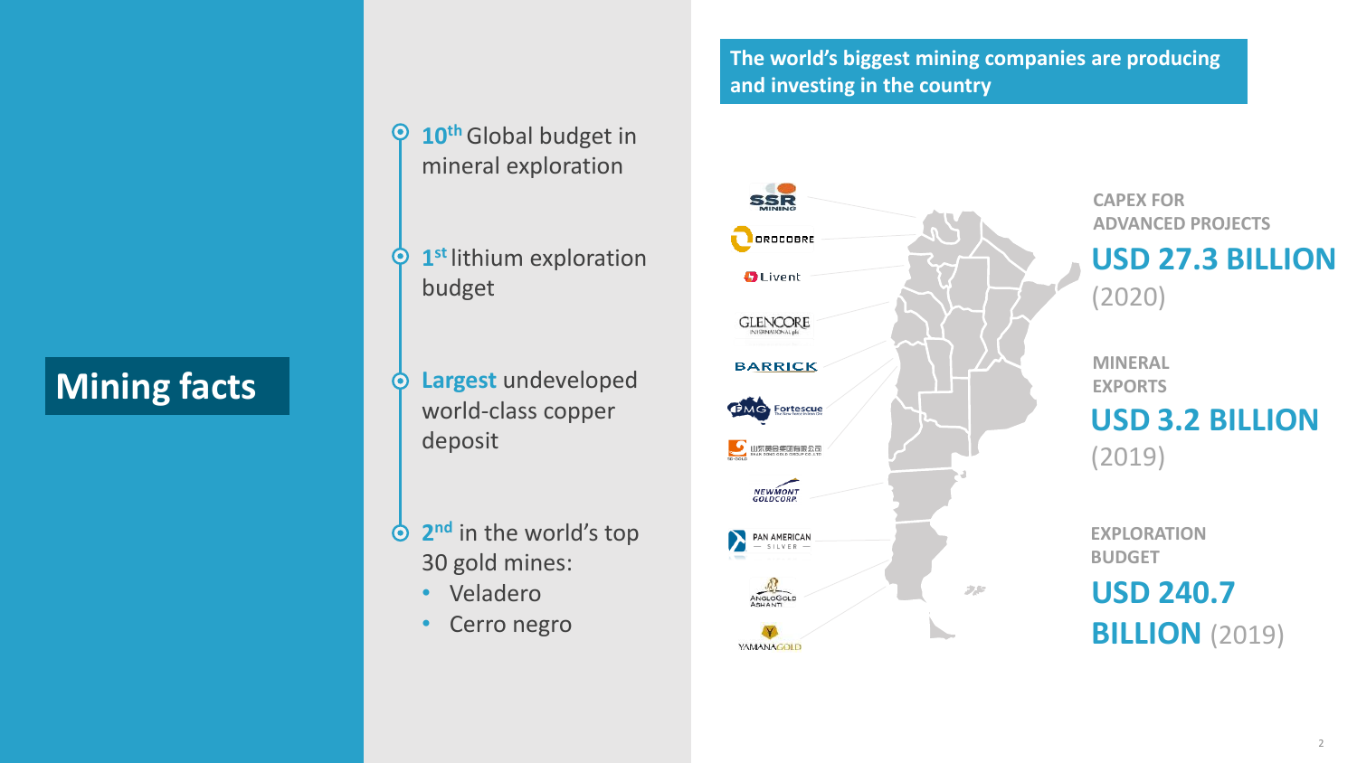# Mining facts

- **10th** Global budget in mineral exploration
- **1st** lithium exploration budget
- **Largest** undeveloped world-class copper deposit
- **2nd** in the world's top 30 gold mines:
  - Veladero
  - Cerro negro

**The world's biggest mining companies are producing and investing in the country**

SSR Mining, Orocobre, Livent, Glencore, Barrick, Fortescue (FMG), 山东黄金集团有限公司 (SD Gold), Newmont Goldcorp, Pan American Silver, AngloGold Ashanti, Yamana Gold

CAPEX FOR ADVANCED PROJECTS
**USD 27.3 BILLION** (2020)

MINERAL EXPORTS
**USD 3.2 BILLION** (2019)

EXPLORATION BUDGET
**USD 240.7 BILLION** (2019)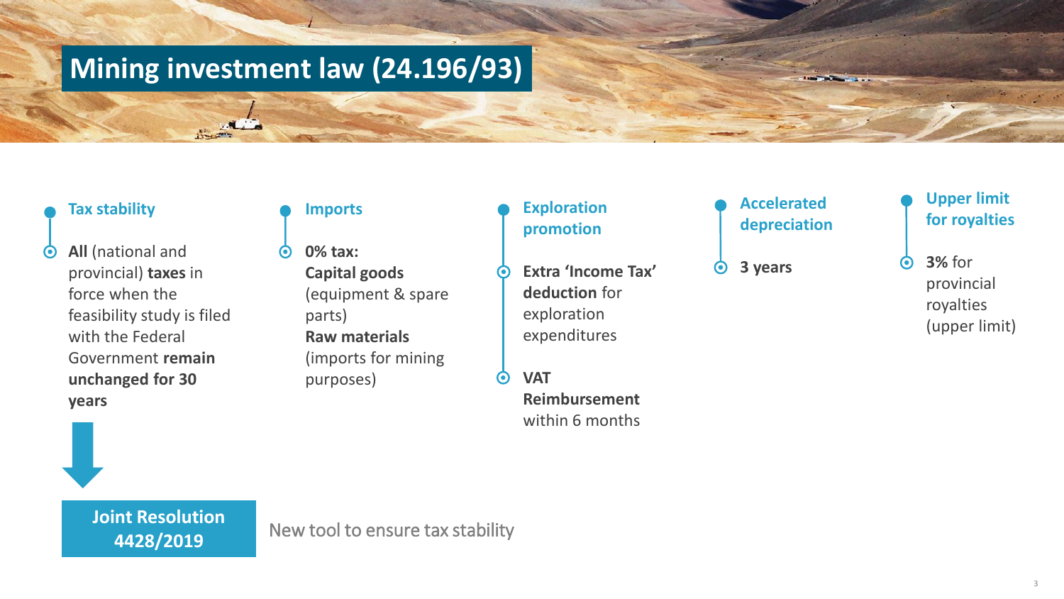# Mining investment law (24.196/93)

### Tax stability

**All** (national and provincial) **taxes** in force when the feasibility study is filed with the Federal Government **remain unchanged for 30 years**

**Joint Resolution 4428/2019**

New tool to ensure tax stability

### Imports

**0% tax:**
**Capital goods** (equipment & spare parts)
**Raw materials** (imports for mining purposes)

### Exploration promotion

- **Extra 'Income Tax' deduction** for exploration expenditures
- **VAT Reimbursement** within 6 months

### Accelerated depreciation

**3 years**

### Upper limit for royalties

**3%** for provincial royalties (upper limit)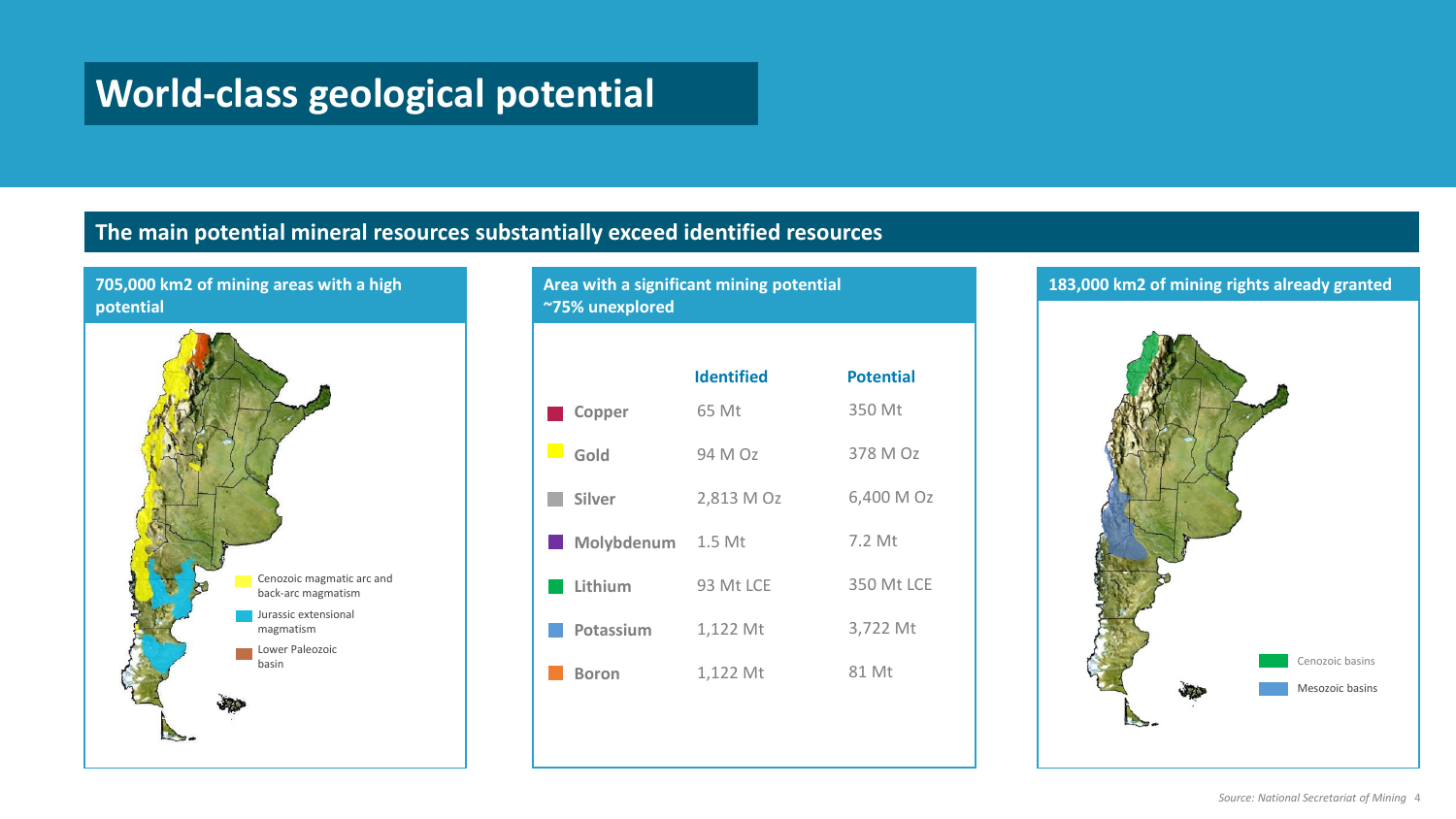# World-class geological potential

## The main potential mineral resources substantially exceed identified resources

### 705,000 km2 of mining areas with a high potential

Cenozoic magmatic arc and back-arc magmatism

Jurassic extensional magmatism

Lower Paleozoic basin

### Area with a significant mining potential ~75% unexplored

| | Identified | Potential |
|---|---|---|
| Copper | 65 Mt | 350 Mt |
| Gold | 94 M Oz | 378 M Oz |
| Silver | 2,813 M Oz | 6,400 M Oz |
| Molybdenum | 1.5 Mt | 7.2 Mt |
| Lithium | 93 Mt LCE | 350 Mt LCE |
| Potassium | 1,122 Mt | 3,722 Mt |
| Boron | 1,122 Mt | 81 Mt |

### 183,000 km2 of mining rights already granted

Cenozoic basins

Mesozoic basins

*Source: National Secretariat of Mining*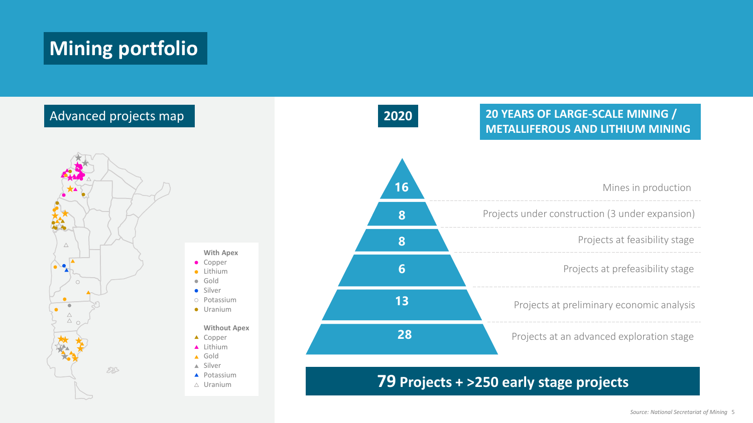# Mining portfolio

## Advanced projects map

**With Apex**

- Copper
- Lithium
- Gold
- Silver
- Potassium
- Uranium

**Without Apex**

- Copper
- Lithium
- Gold
- Silver
- Potassium
- Uranium

## 2020

## 20 YEARS OF LARGE-SCALE MINING / METALLIFEROUS AND LITHIUM MINING

| Number | Stage |
|---|---|
| 16 | Mines in production |
| 8 | Projects under construction (3 under expansion) |
| 8 | Projects at feasibility stage |
| 6 | Projects at prefeasibility stage |
| 13 | Projects at preliminary economic analysis |
| 28 | Projects at an advanced exploration stage |

**79 Projects + >250 early stage projects**

*Source: National Secretariat of Mining*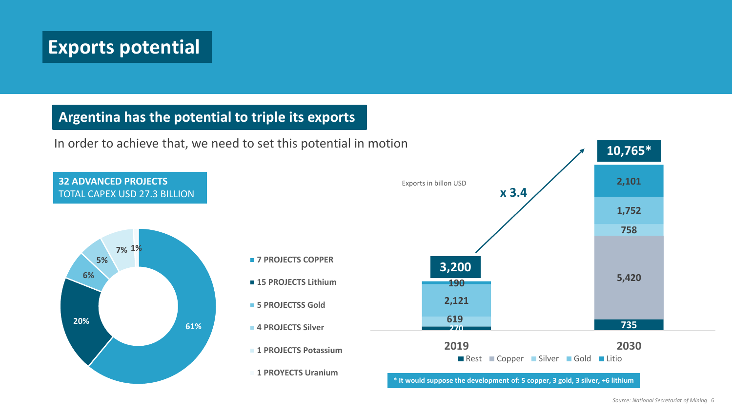# Exports potential

## Argentina has the potential to triple its exports

In order to achieve that, we need to set this potential in motion

**32 ADVANCED PROJECTS**
TOTAL CAPEX USD 27.3 BILLION

| Projects | Share |
| --- | --- |
| 7 PROJECTS COPPER | 61% |
| 15 PROJECTS Lithium | 20% |
| 5 PROJECTSS Gold | 6% |
| 4 PROJECTS Silver | 5% |
| 1 PROJECTS Potassium | 7% |
| 1 PROYECTS Uranium | 1% |

Exports in billon USD

| | 2019 | 2030 |
| --- | --- | --- |
| Rest | 270 | 735 |
| Copper | | 5,420 |
| Silver | 619 | 758 |
| Gold | 2,121 | 1,752 |
| Litio | 190 | 2,101 |
| **Total** | **3,200** | **10,765*** |

x 3.4

**\* It would suppose the development of: 5 copper, 3 gold, 3 silver, +6 lithium**

*Source: National Secretariat of Mining*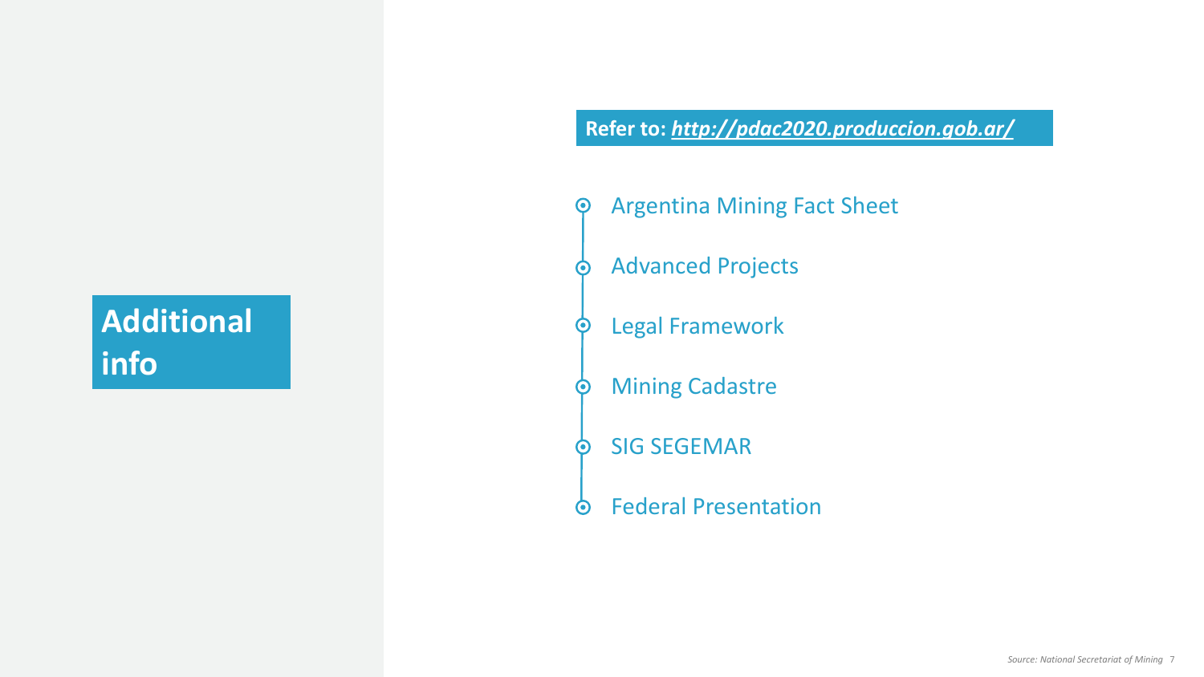# Additional info

**Refer to: *http://pdac2020.produccion.gob.ar/***

- Argentina Mining Fact Sheet
- Advanced Projects
- Legal Framework
- Mining Cadastre
- SIG SEGEMAR
- Federal Presentation

*Source: National Secretariat of Mining*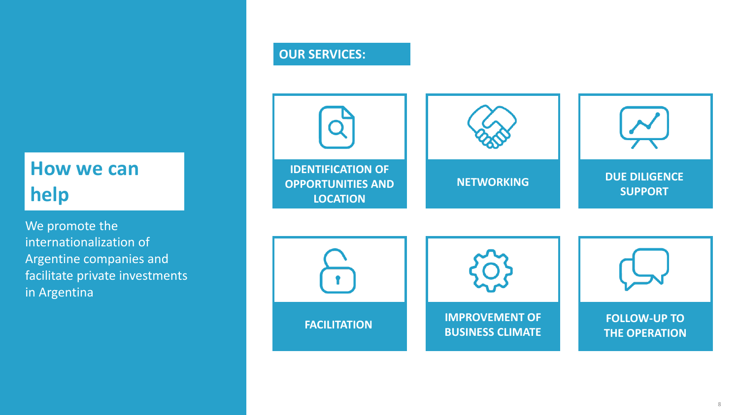## How we can help

We promote the internationalization of Argentine companies and facilitate private investments in Argentina

**OUR SERVICES:**

- **IDENTIFICATION OF OPPORTUNITIES AND LOCATION**
- **NETWORKING**
- **DUE DILIGENCE SUPPORT**
- **FACILITATION**
- **IMPROVEMENT OF BUSINESS CLIMATE**
- **FOLLOW-UP TO THE OPERATION**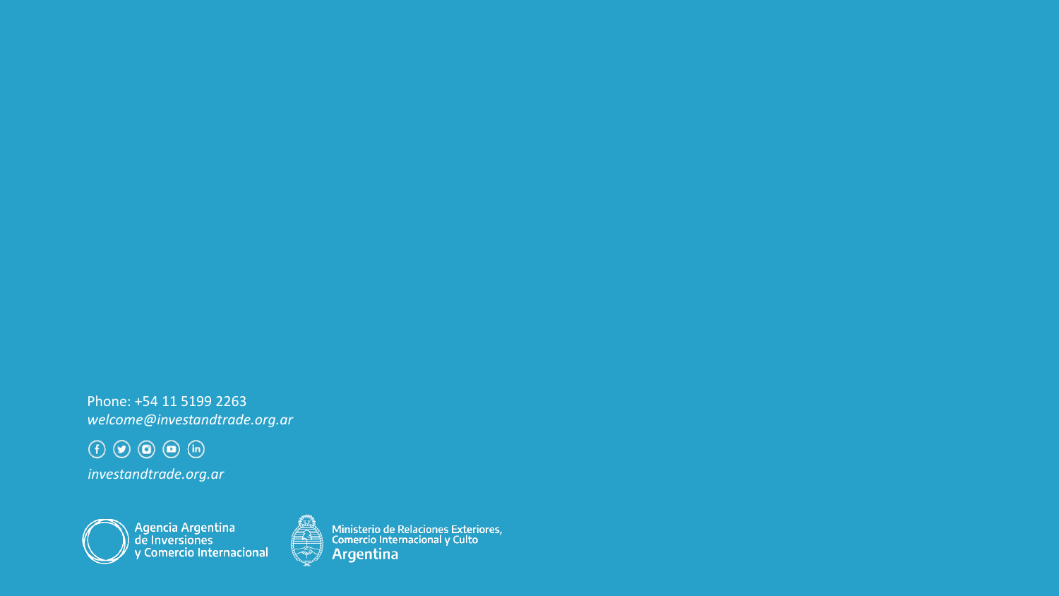Phone: +54 11 5199 2263

*welcome@investandtrade.org.ar*

*investandtrade.org.ar*

Agencia Argentina
de Inversiones
y Comercio Internacional

Ministerio de Relaciones Exteriores,
Comercio Internacional y Culto
Argentina